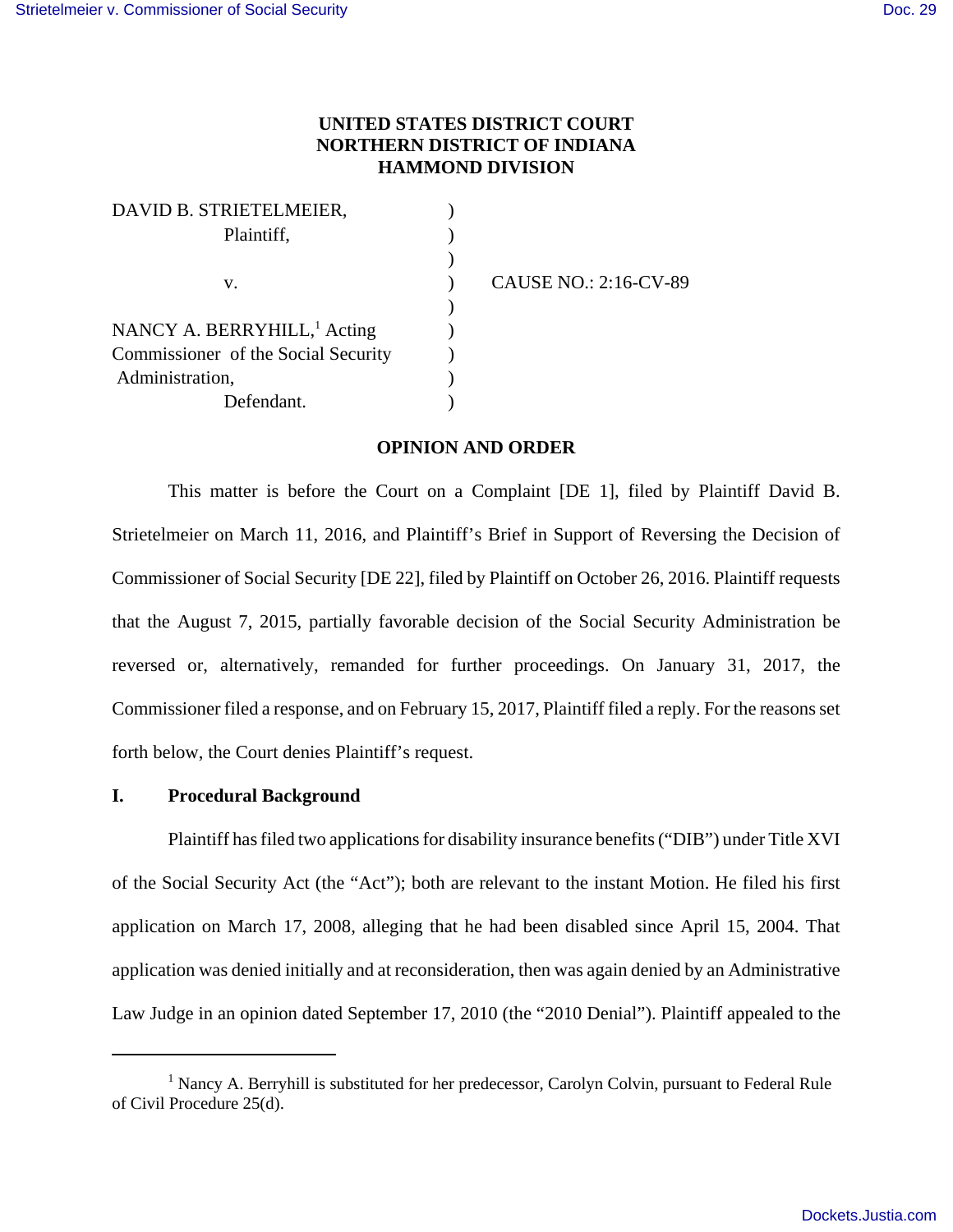**UNITED STATES DISTRICT COURT**
**NORTHERN DISTRICT OF INDIANA**
**HAMMOND DIVISION**

| | | |
|---|---|---|
| DAVID B. STRIETELMEIER, Plaintiff, | ) | |
| v. | ) | CAUSE NO.: 2:16-CV-89 |
| NANCY A. BERRYHILL,[1] Acting Commissioner of the Social Security Administration, Defendant. | ) | |

**OPINION AND ORDER**

This matter is before the Court on a Complaint [DE 1], filed by Plaintiff David B. Strietelmeier on March 11, 2016, and Plaintiff's Brief in Support of Reversing the Decision of Commissioner of Social Security [DE 22], filed by Plaintiff on October 26, 2016. Plaintiff requests that the August 7, 2015, partially favorable decision of the Social Security Administration be reversed or, alternatively, remanded for further proceedings. On January 31, 2017, the Commissioner filed a response, and on February 15, 2017, Plaintiff filed a reply. For the reasons set forth below, the Court denies Plaintiff's request.

## I. Procedural Background

Plaintiff has filed two applications for disability insurance benefits ("DIB") under Title XVI of the Social Security Act (the "Act"); both are relevant to the instant Motion. He filed his first application on March 17, 2008, alleging that he had been disabled since April 15, 2004. That application was denied initially and at reconsideration, then was again denied by an Administrative Law Judge in an opinion dated September 17, 2010 (the "2010 Denial"). Plaintiff appealed to the

---

[1] Nancy A. Berryhill is substituted for her predecessor, Carolyn Colvin, pursuant to Federal Rule of Civil Procedure 25(d).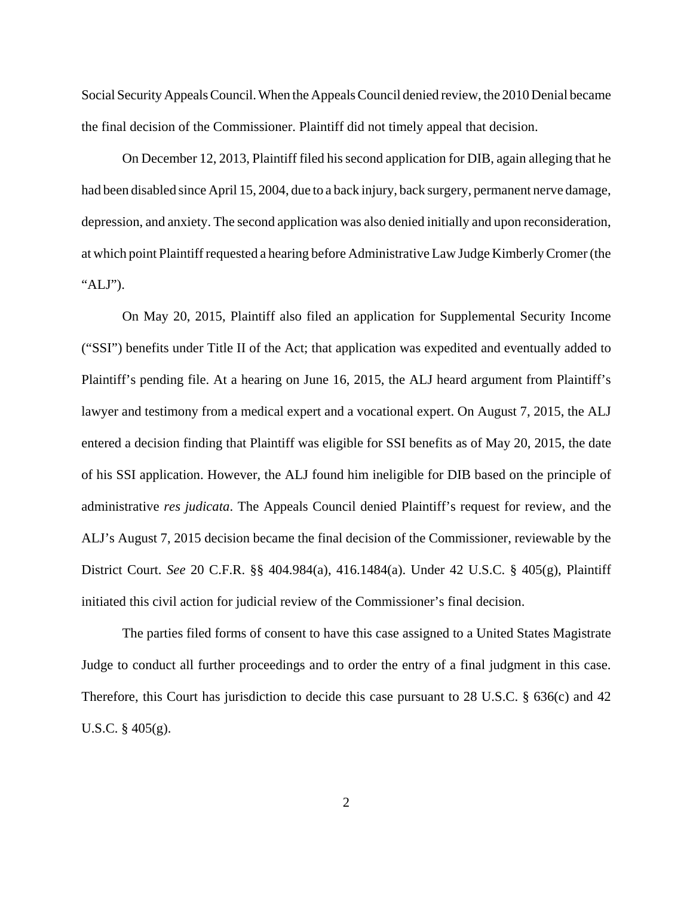Social Security Appeals Council. When the Appeals Council denied review, the 2010 Denial became the final decision of the Commissioner. Plaintiff did not timely appeal that decision.

On December 12, 2013, Plaintiff filed his second application for DIB, again alleging that he had been disabled since April 15, 2004, due to a back injury, back surgery, permanent nerve damage, depression, and anxiety. The second application was also denied initially and upon reconsideration, at which point Plaintiff requested a hearing before Administrative Law Judge Kimberly Cromer (the "ALJ").

On May 20, 2015, Plaintiff also filed an application for Supplemental Security Income ("SSI") benefits under Title II of the Act; that application was expedited and eventually added to Plaintiff's pending file. At a hearing on June 16, 2015, the ALJ heard argument from Plaintiff's lawyer and testimony from a medical expert and a vocational expert. On August 7, 2015, the ALJ entered a decision finding that Plaintiff was eligible for SSI benefits as of May 20, 2015, the date of his SSI application. However, the ALJ found him ineligible for DIB based on the principle of administrative *res judicata*. The Appeals Council denied Plaintiff's request for review, and the ALJ's August 7, 2015 decision became the final decision of the Commissioner, reviewable by the District Court. *See* 20 C.F.R. §§ 404.984(a), 416.1484(a). Under 42 U.S.C. § 405(g), Plaintiff initiated this civil action for judicial review of the Commissioner's final decision.

The parties filed forms of consent to have this case assigned to a United States Magistrate Judge to conduct all further proceedings and to order the entry of a final judgment in this case. Therefore, this Court has jurisdiction to decide this case pursuant to 28 U.S.C. § 636(c) and 42 U.S.C. § 405(g).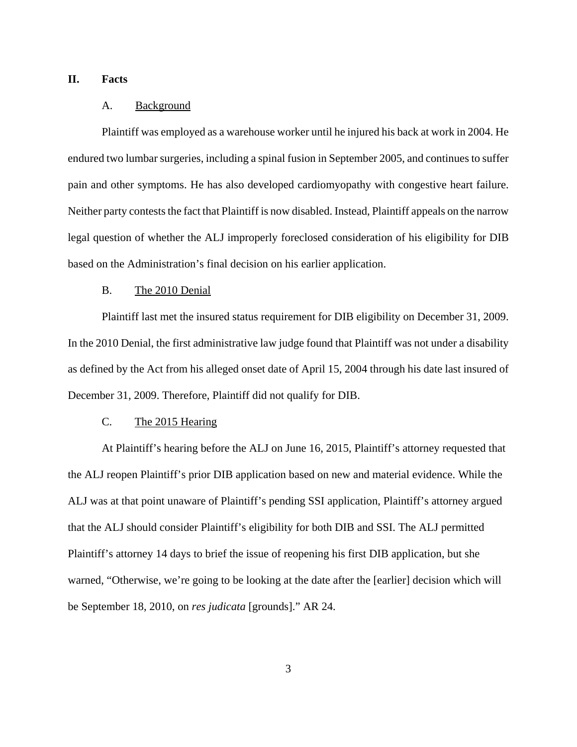## II. Facts

### A. Background

Plaintiff was employed as a warehouse worker until he injured his back at work in 2004. He endured two lumbar surgeries, including a spinal fusion in September 2005, and continues to suffer pain and other symptoms. He has also developed cardiomyopathy with congestive heart failure. Neither party contests the fact that Plaintiff is now disabled. Instead, Plaintiff appeals on the narrow legal question of whether the ALJ improperly foreclosed consideration of his eligibility for DIB based on the Administration's final decision on his earlier application.

### B. The 2010 Denial

Plaintiff last met the insured status requirement for DIB eligibility on December 31, 2009. In the 2010 Denial, the first administrative law judge found that Plaintiff was not under a disability as defined by the Act from his alleged onset date of April 15, 2004 through his date last insured of December 31, 2009. Therefore, Plaintiff did not qualify for DIB.

### C. The 2015 Hearing

At Plaintiff's hearing before the ALJ on June 16, 2015, Plaintiff's attorney requested that the ALJ reopen Plaintiff's prior DIB application based on new and material evidence. While the ALJ was at that point unaware of Plaintiff's pending SSI application, Plaintiff's attorney argued that the ALJ should consider Plaintiff's eligibility for both DIB and SSI. The ALJ permitted Plaintiff's attorney 14 days to brief the issue of reopening his first DIB application, but she warned, "Otherwise, we're going to be looking at the date after the [earlier] decision which will be September 18, 2010, on *res judicata* [grounds]." AR 24.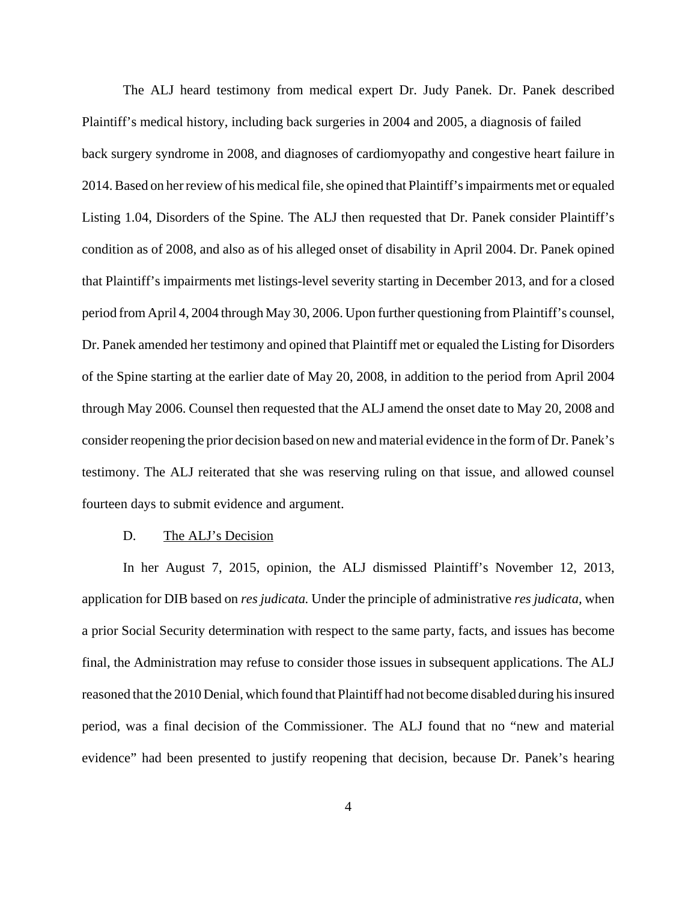The ALJ heard testimony from medical expert Dr. Judy Panek. Dr. Panek described Plaintiff's medical history, including back surgeries in 2004 and 2005, a diagnosis of failed back surgery syndrome in 2008, and diagnoses of cardiomyopathy and congestive heart failure in 2014. Based on her review of his medical file, she opined that Plaintiff's impairments met or equaled Listing 1.04, Disorders of the Spine. The ALJ then requested that Dr. Panek consider Plaintiff's condition as of 2008, and also as of his alleged onset of disability in April 2004. Dr. Panek opined that Plaintiff's impairments met listings-level severity starting in December 2013, and for a closed period from April 4, 2004 through May 30, 2006. Upon further questioning from Plaintiff's counsel, Dr. Panek amended her testimony and opined that Plaintiff met or equaled the Listing for Disorders of the Spine starting at the earlier date of May 20, 2008, in addition to the period from April 2004 through May 2006. Counsel then requested that the ALJ amend the onset date to May 20, 2008 and consider reopening the prior decision based on new and material evidence in the form of Dr. Panek's testimony. The ALJ reiterated that she was reserving ruling on that issue, and allowed counsel fourteen days to submit evidence and argument.

D. <u>The ALJ's Decision</u>

In her August 7, 2015, opinion, the ALJ dismissed Plaintiff's November 12, 2013, application for DIB based on *res judicata.* Under the principle of administrative *res judicata,* when a prior Social Security determination with respect to the same party, facts, and issues has become final, the Administration may refuse to consider those issues in subsequent applications. The ALJ reasoned that the 2010 Denial, which found that Plaintiff had not become disabled during his insured period, was a final decision of the Commissioner. The ALJ found that no "new and material evidence" had been presented to justify reopening that decision, because Dr. Panek's hearing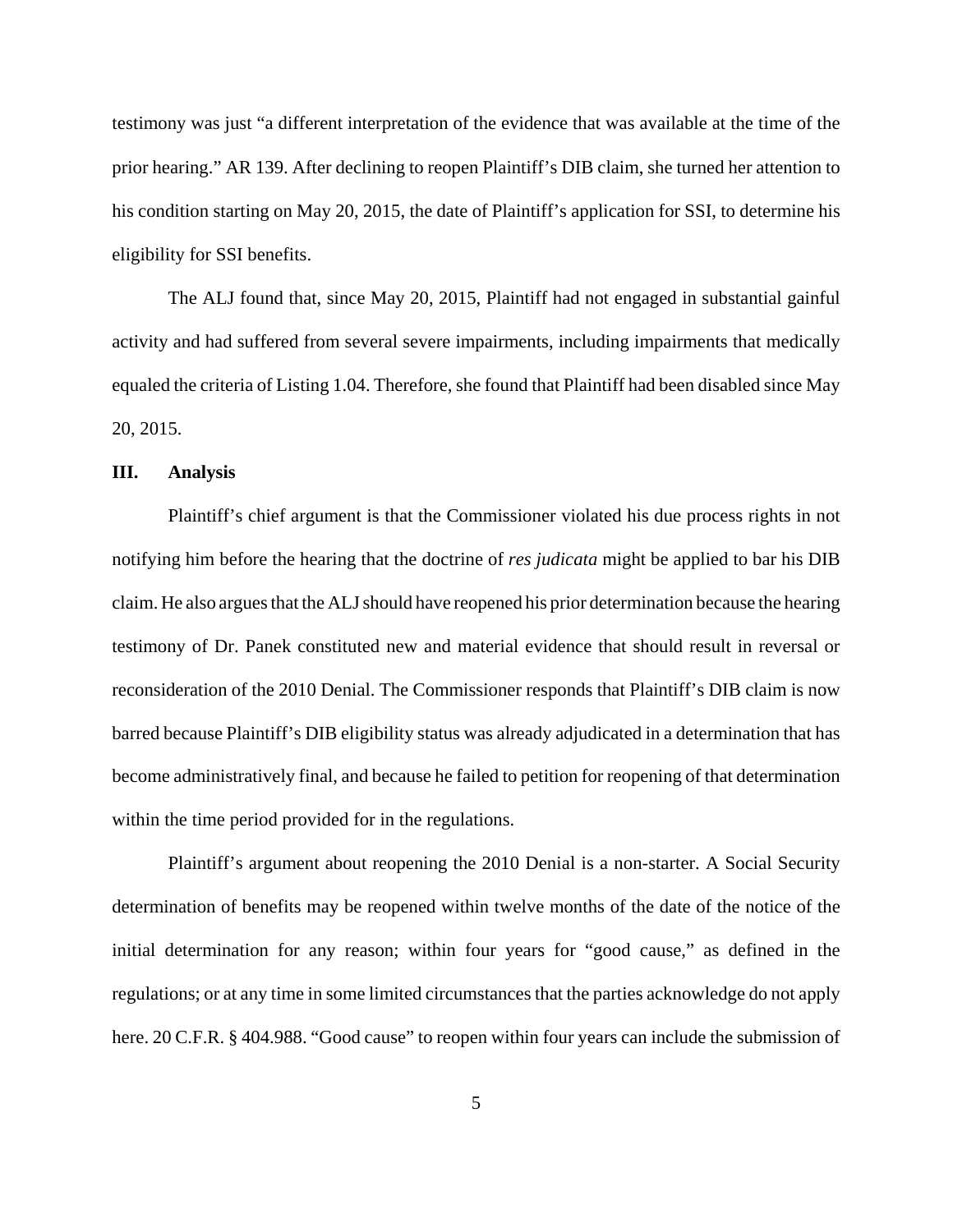testimony was just "a different interpretation of the evidence that was available at the time of the prior hearing." AR 139. After declining to reopen Plaintiff's DIB claim, she turned her attention to his condition starting on May 20, 2015, the date of Plaintiff's application for SSI, to determine his eligibility for SSI benefits.

The ALJ found that, since May 20, 2015, Plaintiff had not engaged in substantial gainful activity and had suffered from several severe impairments, including impairments that medically equaled the criteria of Listing 1.04. Therefore, she found that Plaintiff had been disabled since May 20, 2015.

## III. Analysis

Plaintiff's chief argument is that the Commissioner violated his due process rights in not notifying him before the hearing that the doctrine of *res judicata* might be applied to bar his DIB claim. He also argues that the ALJ should have reopened his prior determination because the hearing testimony of Dr. Panek constituted new and material evidence that should result in reversal or reconsideration of the 2010 Denial. The Commissioner responds that Plaintiff's DIB claim is now barred because Plaintiff's DIB eligibility status was already adjudicated in a determination that has become administratively final, and because he failed to petition for reopening of that determination within the time period provided for in the regulations.

Plaintiff's argument about reopening the 2010 Denial is a non-starter. A Social Security determination of benefits may be reopened within twelve months of the date of the notice of the initial determination for any reason; within four years for "good cause," as defined in the regulations; or at any time in some limited circumstances that the parties acknowledge do not apply here. 20 C.F.R. § 404.988. "Good cause" to reopen within four years can include the submission of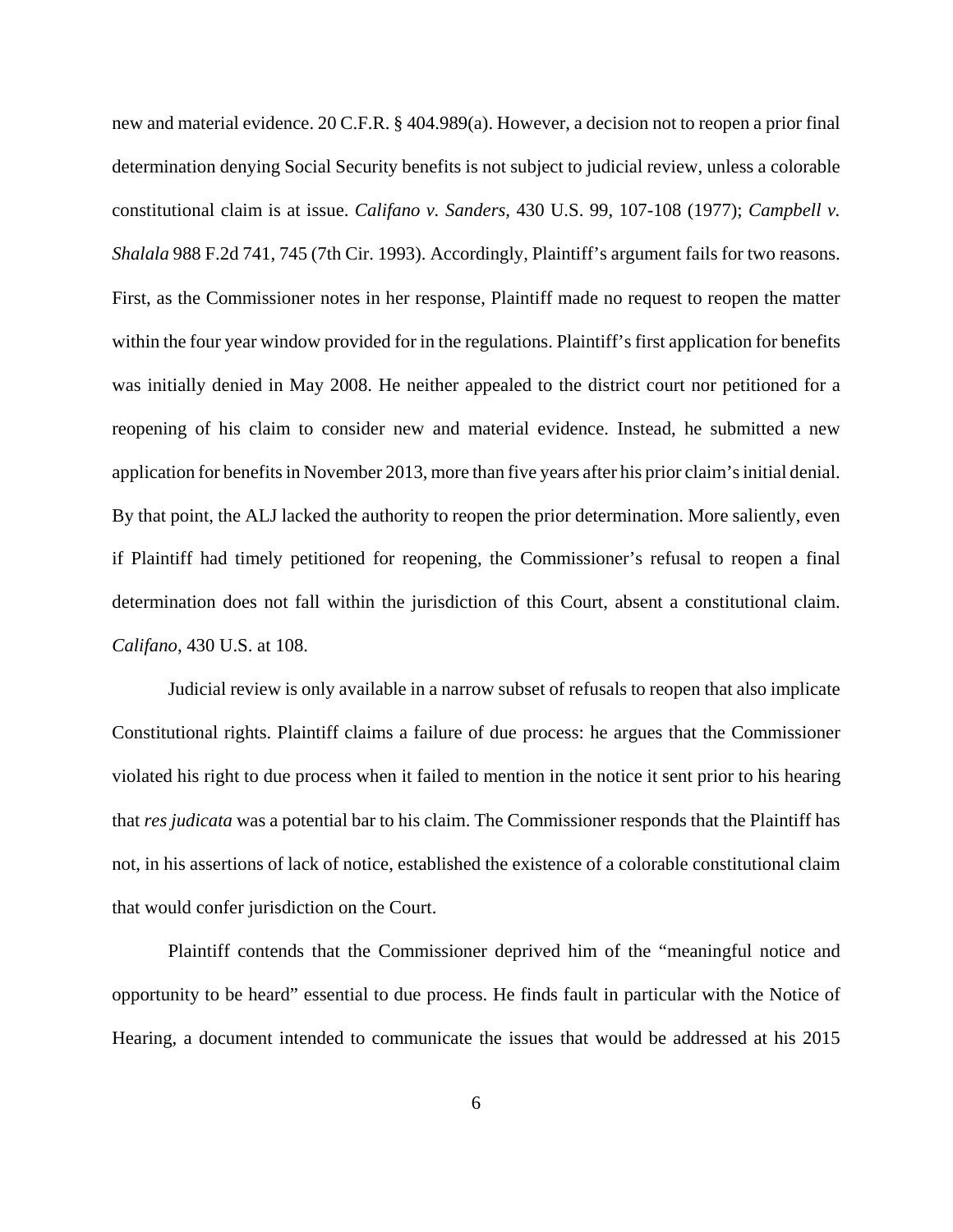new and material evidence. 20 C.F.R. § 404.989(a). However, a decision not to reopen a prior final determination denying Social Security benefits is not subject to judicial review, unless a colorable constitutional claim is at issue. *Califano v. Sanders*, 430 U.S. 99, 107-108 (1977); *Campbell v. Shalala* 988 F.2d 741, 745 (7th Cir. 1993). Accordingly, Plaintiff's argument fails for two reasons. First, as the Commissioner notes in her response, Plaintiff made no request to reopen the matter within the four year window provided for in the regulations. Plaintiff's first application for benefits was initially denied in May 2008. He neither appealed to the district court nor petitioned for a reopening of his claim to consider new and material evidence. Instead, he submitted a new application for benefits in November 2013, more than five years after his prior claim's initial denial. By that point, the ALJ lacked the authority to reopen the prior determination. More saliently, even if Plaintiff had timely petitioned for reopening, the Commissioner's refusal to reopen a final determination does not fall within the jurisdiction of this Court, absent a constitutional claim. *Califano*, 430 U.S. at 108.

Judicial review is only available in a narrow subset of refusals to reopen that also implicate Constitutional rights. Plaintiff claims a failure of due process: he argues that the Commissioner violated his right to due process when it failed to mention in the notice it sent prior to his hearing that *res judicata* was a potential bar to his claim. The Commissioner responds that the Plaintiff has not, in his assertions of lack of notice, established the existence of a colorable constitutional claim that would confer jurisdiction on the Court.

Plaintiff contends that the Commissioner deprived him of the "meaningful notice and opportunity to be heard" essential to due process. He finds fault in particular with the Notice of Hearing, a document intended to communicate the issues that would be addressed at his 2015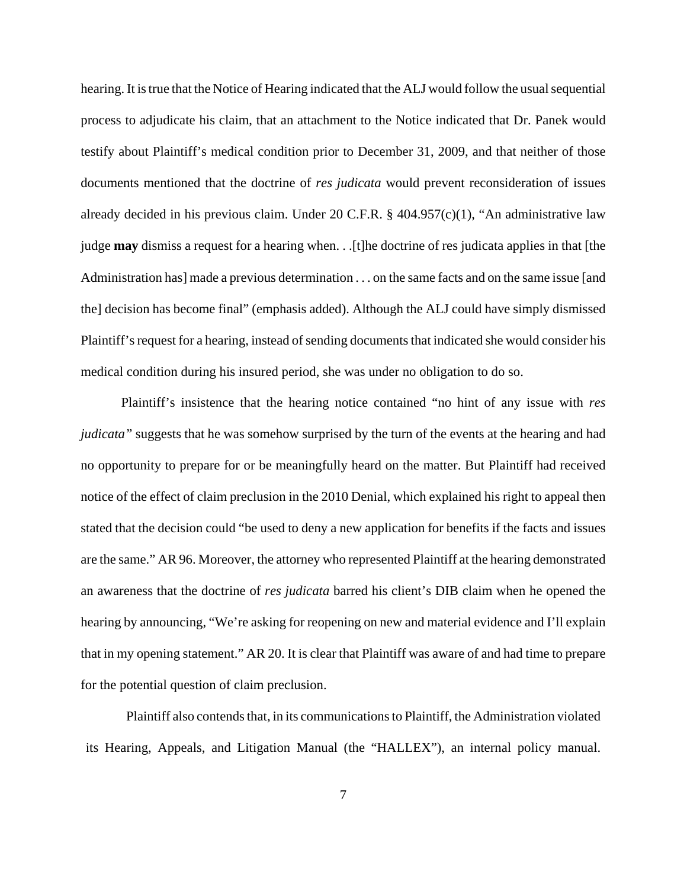hearing. It is true that the Notice of Hearing indicated that the ALJ would follow the usual sequential process to adjudicate his claim, that an attachment to the Notice indicated that Dr. Panek would testify about Plaintiff's medical condition prior to December 31, 2009, and that neither of those documents mentioned that the doctrine of *res judicata* would prevent reconsideration of issues already decided in his previous claim. Under 20 C.F.R. § 404.957(c)(1), "An administrative law judge **may** dismiss a request for a hearing when. . .[t]he doctrine of res judicata applies in that [the Administration has] made a previous determination . . . on the same facts and on the same issue [and the] decision has become final" (emphasis added). Although the ALJ could have simply dismissed Plaintiff's request for a hearing, instead of sending documents that indicated she would consider his medical condition during his insured period, she was under no obligation to do so.

Plaintiff's insistence that the hearing notice contained "no hint of any issue with *res judicata*" suggests that he was somehow surprised by the turn of the events at the hearing and had no opportunity to prepare for or be meaningfully heard on the matter. But Plaintiff had received notice of the effect of claim preclusion in the 2010 Denial, which explained his right to appeal then stated that the decision could "be used to deny a new application for benefits if the facts and issues are the same." AR 96. Moreover, the attorney who represented Plaintiff at the hearing demonstrated an awareness that the doctrine of *res judicata* barred his client's DIB claim when he opened the hearing by announcing, "We're asking for reopening on new and material evidence and I'll explain that in my opening statement." AR 20. It is clear that Plaintiff was aware of and had time to prepare for the potential question of claim preclusion.

Plaintiff also contends that, in its communications to Plaintiff, the Administration violated its Hearing, Appeals, and Litigation Manual (the "HALLEX"), an internal policy manual.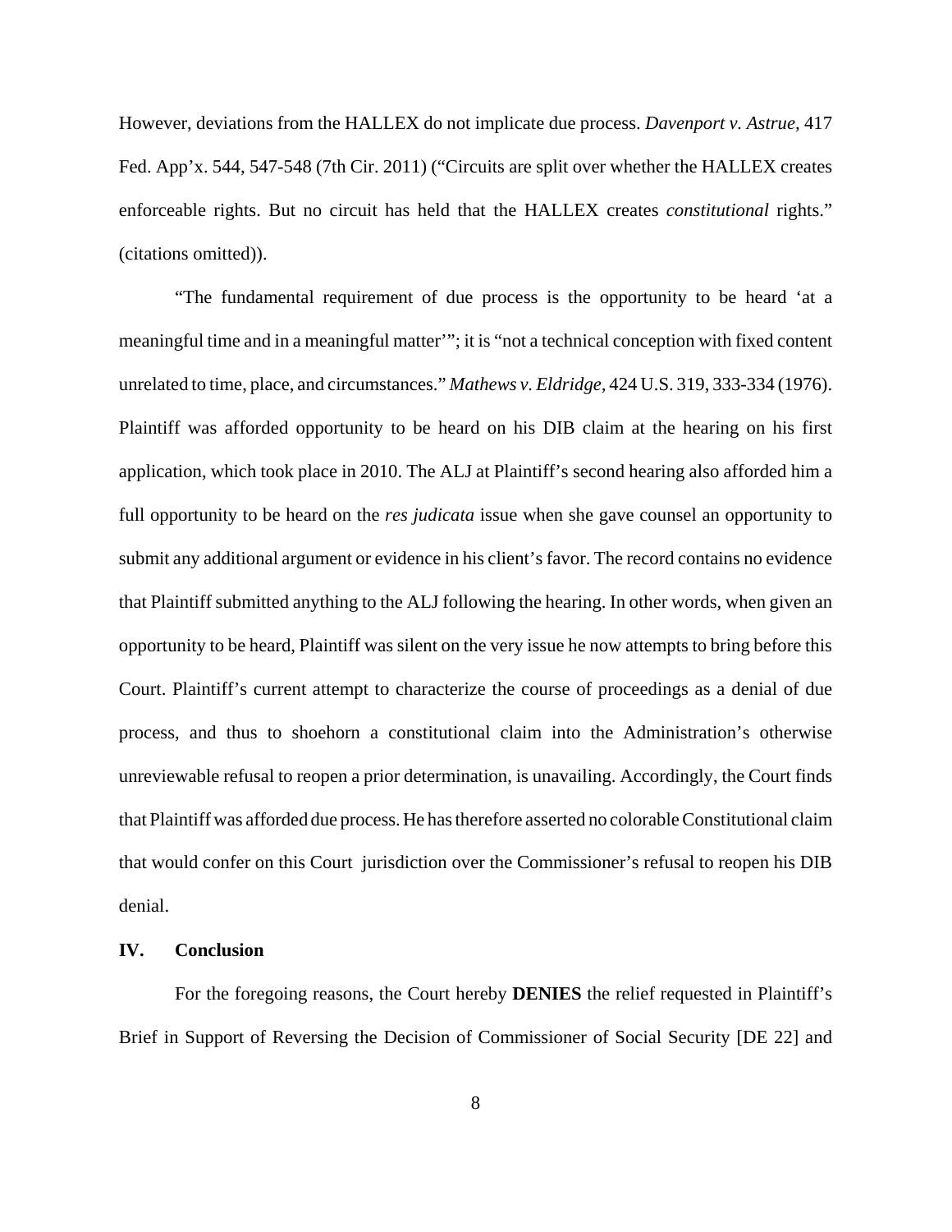However, deviations from the HALLEX do not implicate due process. *Davenport v. Astrue*, 417 Fed. App'x. 544, 547-548 (7th Cir. 2011) ("Circuits are split over whether the HALLEX creates enforceable rights. But no circuit has held that the HALLEX creates *constitutional* rights." (citations omitted)).

"The fundamental requirement of due process is the opportunity to be heard 'at a meaningful time and in a meaningful matter'"; it is "not a technical conception with fixed content unrelated to time, place, and circumstances." *Mathews v. Eldridge*, 424 U.S. 319, 333-334 (1976). Plaintiff was afforded opportunity to be heard on his DIB claim at the hearing on his first application, which took place in 2010. The ALJ at Plaintiff's second hearing also afforded him a full opportunity to be heard on the *res judicata* issue when she gave counsel an opportunity to submit any additional argument or evidence in his client's favor. The record contains no evidence that Plaintiff submitted anything to the ALJ following the hearing. In other words, when given an opportunity to be heard, Plaintiff was silent on the very issue he now attempts to bring before this Court. Plaintiff's current attempt to characterize the course of proceedings as a denial of due process, and thus to shoehorn a constitutional claim into the Administration's otherwise unreviewable refusal to reopen a prior determination, is unavailing. Accordingly, the Court finds that Plaintiff was afforded due process. He has therefore asserted no colorable Constitutional claim that would confer on this Court jurisdiction over the Commissioner's refusal to reopen his DIB denial.

## IV. Conclusion

For the foregoing reasons, the Court hereby **DENIES** the relief requested in Plaintiff's Brief in Support of Reversing the Decision of Commissioner of Social Security [DE 22] and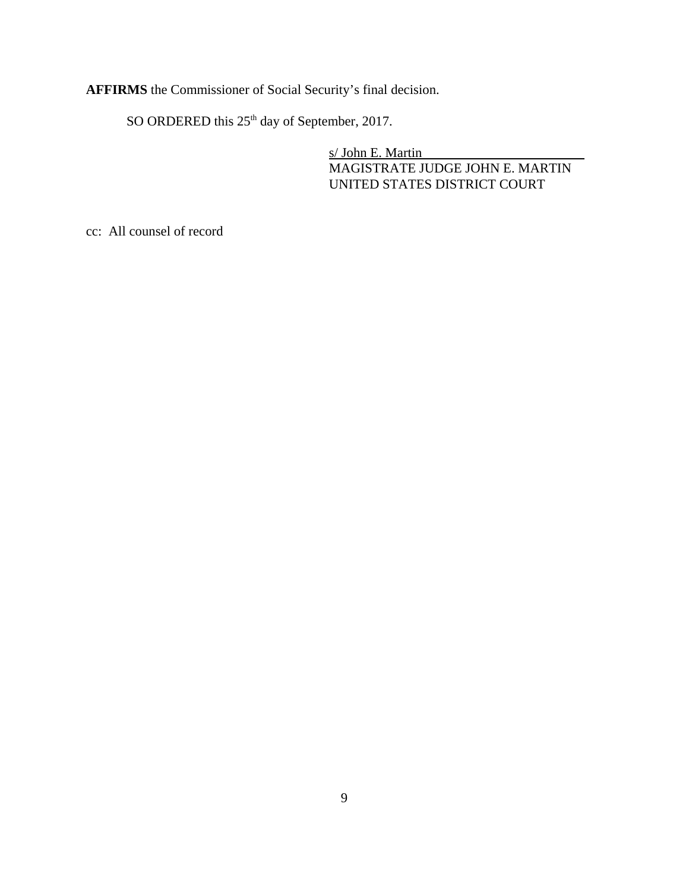**AFFIRMS** the Commissioner of Social Security's final decision.

SO ORDERED this 25th day of September, 2017.

s/ John E. Martin
MAGISTRATE JUDGE JOHN E. MARTIN
UNITED STATES DISTRICT COURT

cc: All counsel of record